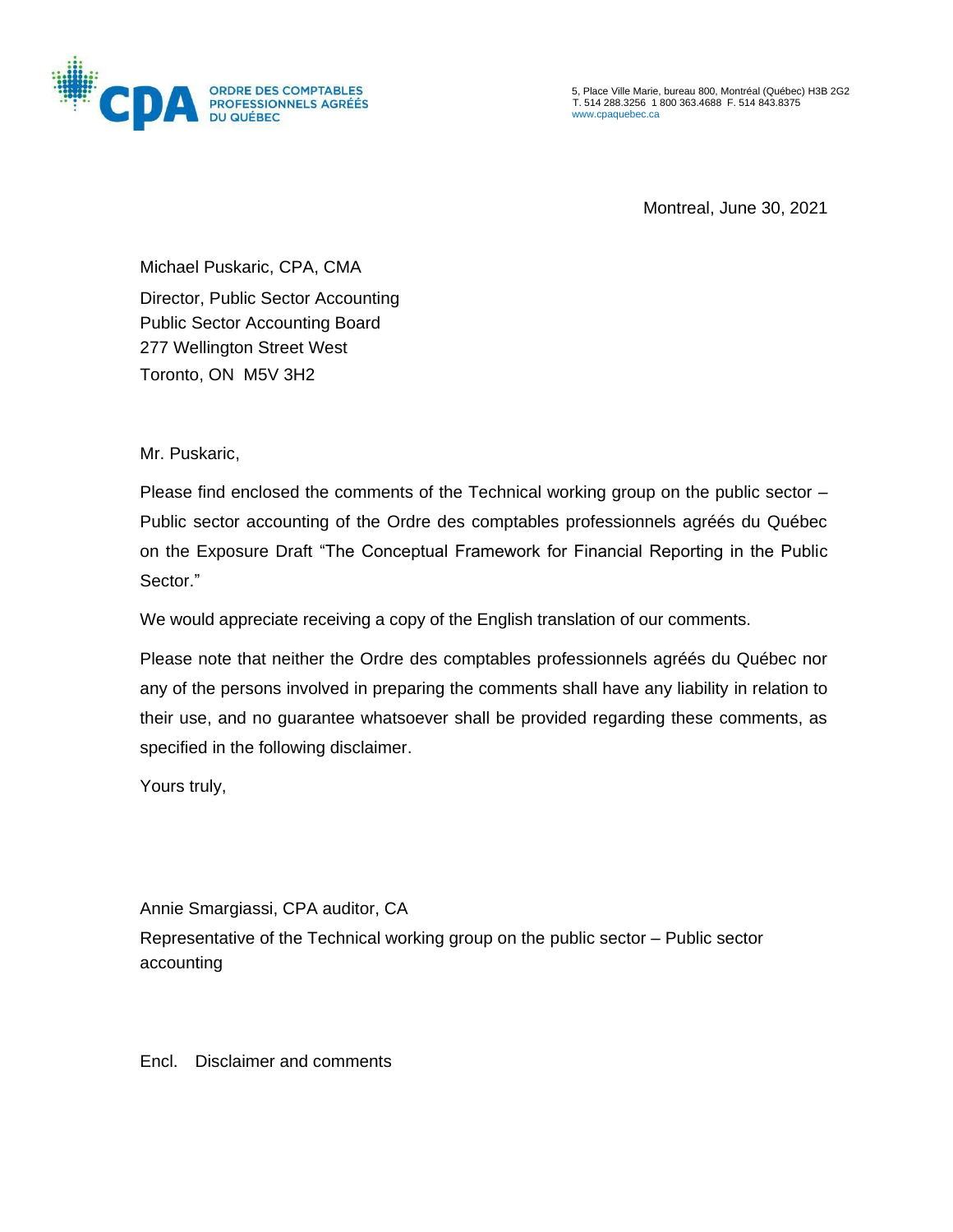ORDRE DES COMPTABLES PROFESSIONNELS AGRÉÉS DU QUÉBEC

5, Place Ville Marie, bureau 800, Montréal (Québec) H3B 2G2
T. 514 288.3256 1 800 363.4688 F. 514 843.8375
www.cpaquebec.ca

Montreal, June 30, 2021

Michael Puskaric, CPA, CMA
Director, Public Sector Accounting
Public Sector Accounting Board
277 Wellington Street West
Toronto, ON M5V 3H2

Mr. Puskaric,

Please find enclosed the comments of the Technical working group on the public sector – Public sector accounting of the Ordre des comptables professionnels agréés du Québec on the Exposure Draft "The Conceptual Framework for Financial Reporting in the Public Sector."

We would appreciate receiving a copy of the English translation of our comments.

Please note that neither the Ordre des comptables professionnels agréés du Québec nor any of the persons involved in preparing the comments shall have any liability in relation to their use, and no guarantee whatsoever shall be provided regarding these comments, as specified in the following disclaimer.

Yours truly,

Annie Smargiassi, CPA auditor, CA
Representative of the Technical working group on the public sector – Public sector accounting

Encl. Disclaimer and comments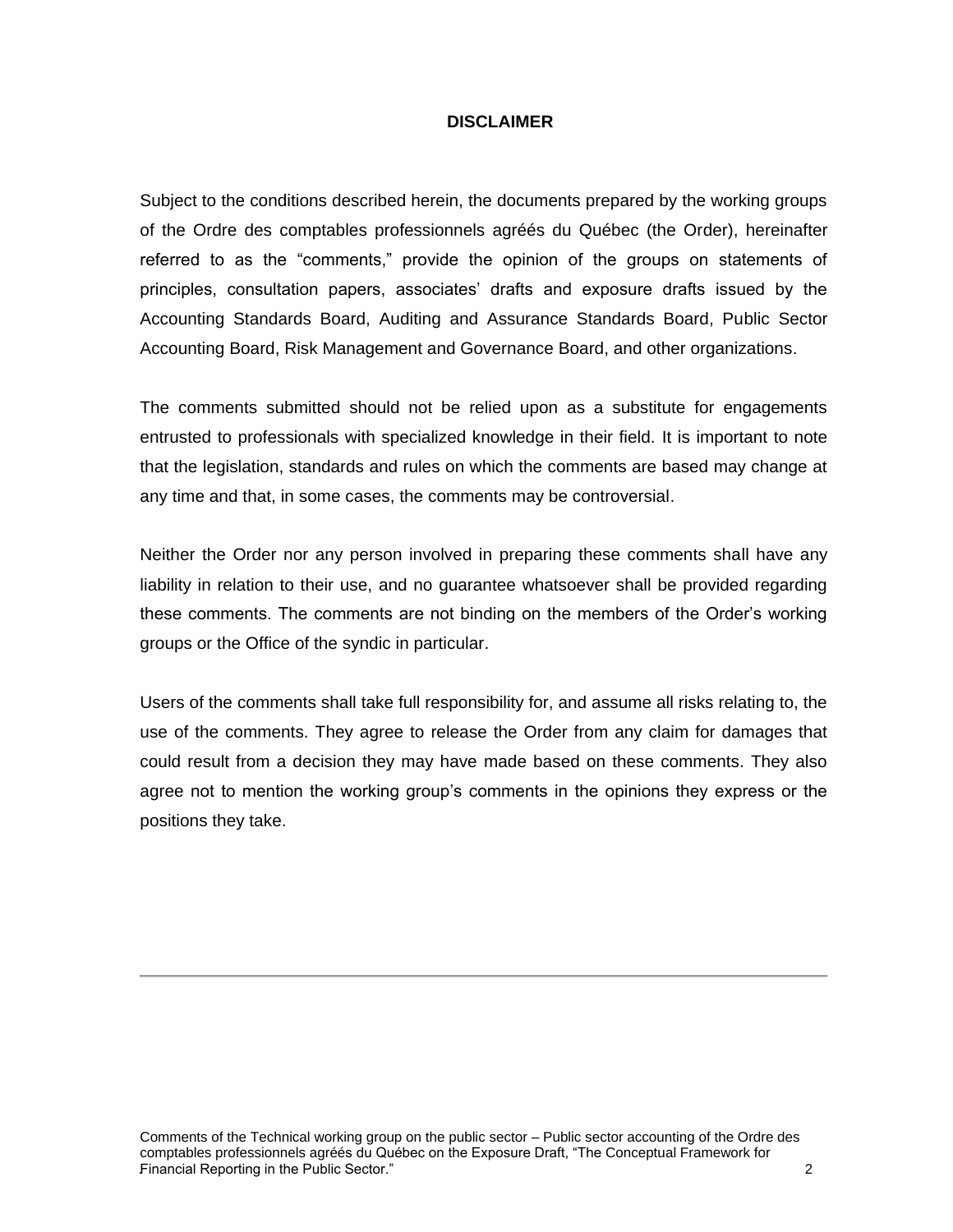## DISCLAIMER

Subject to the conditions described herein, the documents prepared by the working groups of the Ordre des comptables professionnels agréés du Québec (the Order), hereinafter referred to as the "comments," provide the opinion of the groups on statements of principles, consultation papers, associates' drafts and exposure drafts issued by the Accounting Standards Board, Auditing and Assurance Standards Board, Public Sector Accounting Board, Risk Management and Governance Board, and other organizations.

The comments submitted should not be relied upon as a substitute for engagements entrusted to professionals with specialized knowledge in their field. It is important to note that the legislation, standards and rules on which the comments are based may change at any time and that, in some cases, the comments may be controversial.

Neither the Order nor any person involved in preparing these comments shall have any liability in relation to their use, and no guarantee whatsoever shall be provided regarding these comments. The comments are not binding on the members of the Order's working groups or the Office of the syndic in particular.

Users of the comments shall take full responsibility for, and assume all risks relating to, the use of the comments. They agree to release the Order from any claim for damages that could result from a decision they may have made based on these comments. They also agree not to mention the working group's comments in the opinions they express or the positions they take.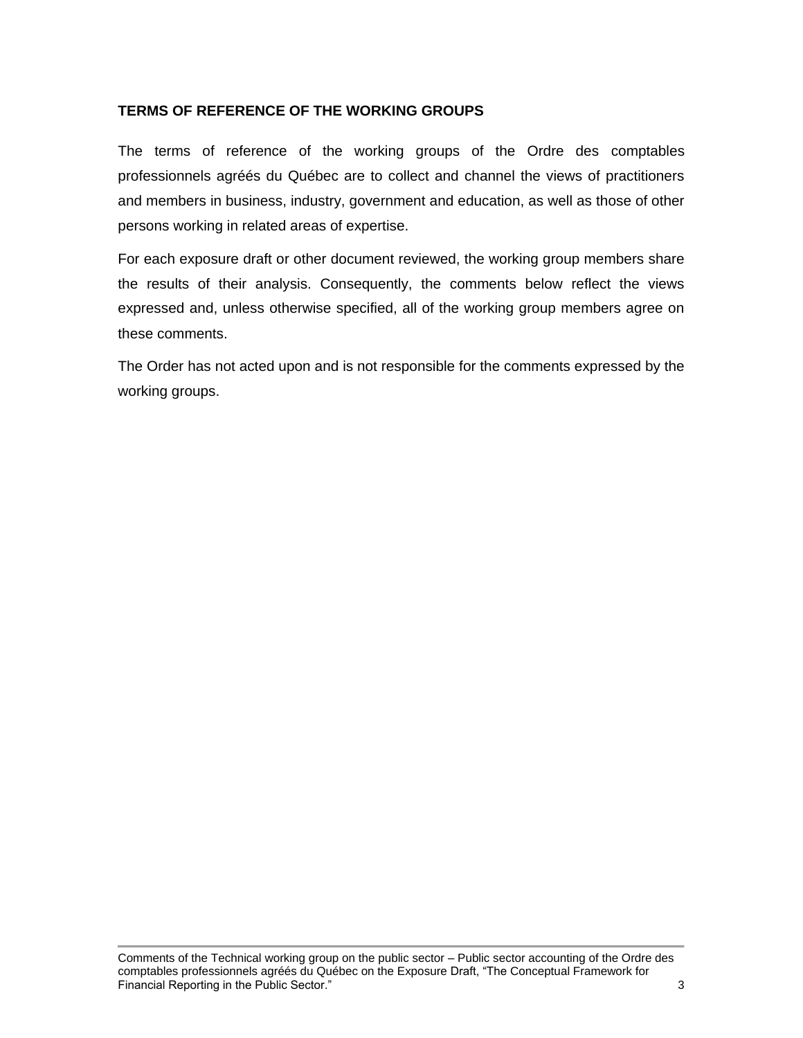## TERMS OF REFERENCE OF THE WORKING GROUPS

The terms of reference of the working groups of the Ordre des comptables professionnels agréés du Québec are to collect and channel the views of practitioners and members in business, industry, government and education, as well as those of other persons working in related areas of expertise.

For each exposure draft or other document reviewed, the working group members share the results of their analysis. Consequently, the comments below reflect the views expressed and, unless otherwise specified, all of the working group members agree on these comments.

The Order has not acted upon and is not responsible for the comments expressed by the working groups.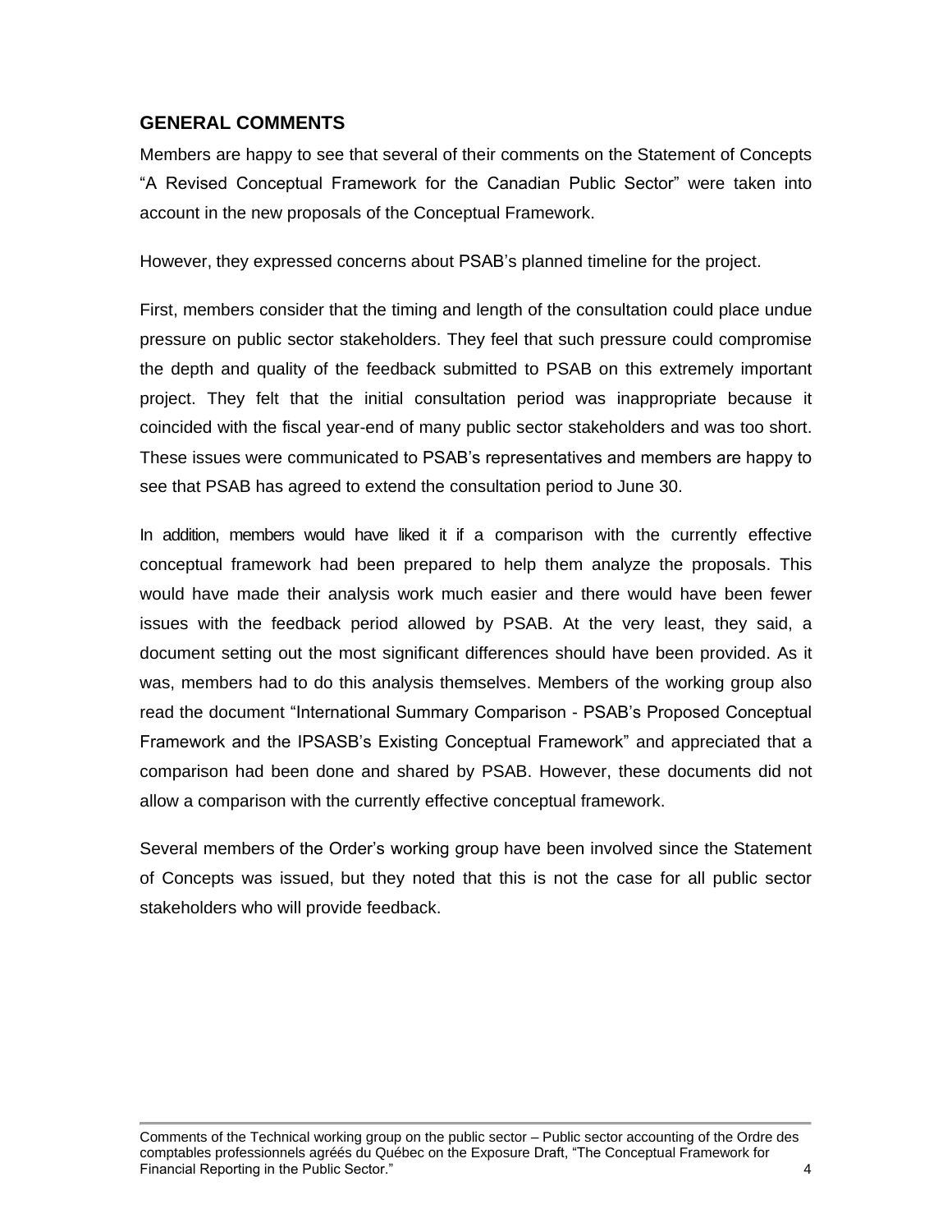## GENERAL COMMENTS

Members are happy to see that several of their comments on the Statement of Concepts "A Revised Conceptual Framework for the Canadian Public Sector" were taken into account in the new proposals of the Conceptual Framework.

However, they expressed concerns about PSAB's planned timeline for the project.

First, members consider that the timing and length of the consultation could place undue pressure on public sector stakeholders. They feel that such pressure could compromise the depth and quality of the feedback submitted to PSAB on this extremely important project. They felt that the initial consultation period was inappropriate because it coincided with the fiscal year-end of many public sector stakeholders and was too short. These issues were communicated to PSAB's representatives and members are happy to see that PSAB has agreed to extend the consultation period to June 30.

In addition, members would have liked it if a comparison with the currently effective conceptual framework had been prepared to help them analyze the proposals. This would have made their analysis work much easier and there would have been fewer issues with the feedback period allowed by PSAB. At the very least, they said, a document setting out the most significant differences should have been provided. As it was, members had to do this analysis themselves. Members of the working group also read the document "International Summary Comparison - PSAB's Proposed Conceptual Framework and the IPSASB's Existing Conceptual Framework" and appreciated that a comparison had been done and shared by PSAB. However, these documents did not allow a comparison with the currently effective conceptual framework.

Several members of the Order's working group have been involved since the Statement of Concepts was issued, but they noted that this is not the case for all public sector stakeholders who will provide feedback.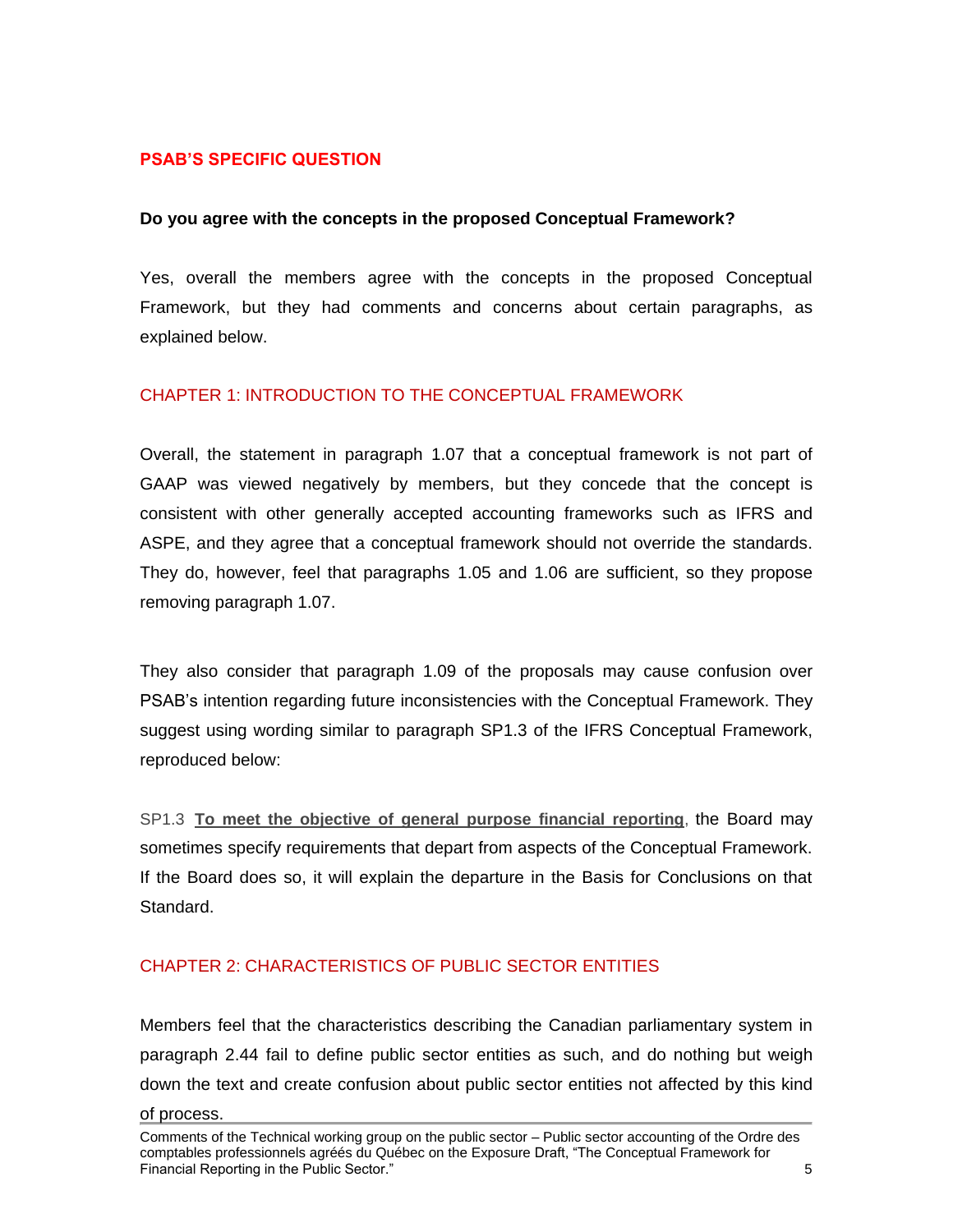## PSAB'S SPECIFIC QUESTION

**Do you agree with the concepts in the proposed Conceptual Framework?**

Yes, overall the members agree with the concepts in the proposed Conceptual Framework, but they had comments and concerns about certain paragraphs, as explained below.

### CHAPTER 1: INTRODUCTION TO THE CONCEPTUAL FRAMEWORK

Overall, the statement in paragraph 1.07 that a conceptual framework is not part of GAAP was viewed negatively by members, but they concede that the concept is consistent with other generally accepted accounting frameworks such as IFRS and ASPE, and they agree that a conceptual framework should not override the standards. They do, however, feel that paragraphs 1.05 and 1.06 are sufficient, so they propose removing paragraph 1.07.

They also consider that paragraph 1.09 of the proposals may cause confusion over PSAB's intention regarding future inconsistencies with the Conceptual Framework. They suggest using wording similar to paragraph SP1.3 of the IFRS Conceptual Framework, reproduced below:

SP1.3 **To meet the objective of general purpose financial reporting**, the Board may sometimes specify requirements that depart from aspects of the Conceptual Framework. If the Board does so, it will explain the departure in the Basis for Conclusions on that Standard.

### CHAPTER 2: CHARACTERISTICS OF PUBLIC SECTOR ENTITIES

Members feel that the characteristics describing the Canadian parliamentary system in paragraph 2.44 fail to define public sector entities as such, and do nothing but weigh down the text and create confusion about public sector entities not affected by this kind of process.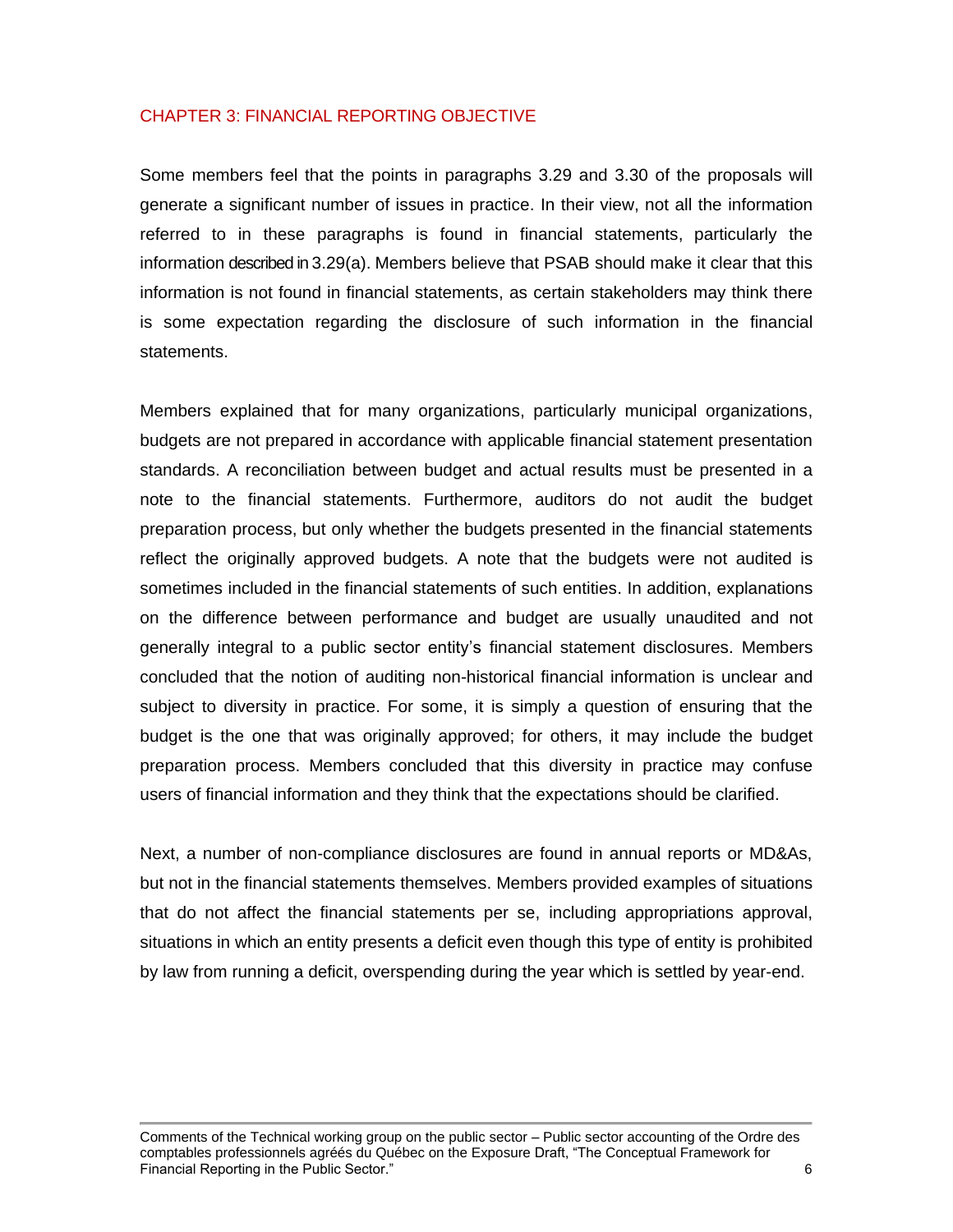## CHAPTER 3: FINANCIAL REPORTING OBJECTIVE

Some members feel that the points in paragraphs 3.29 and 3.30 of the proposals will generate a significant number of issues in practice. In their view, not all the information referred to in these paragraphs is found in financial statements, particularly the information described in 3.29(a). Members believe that PSAB should make it clear that this information is not found in financial statements, as certain stakeholders may think there is some expectation regarding the disclosure of such information in the financial statements.

Members explained that for many organizations, particularly municipal organizations, budgets are not prepared in accordance with applicable financial statement presentation standards. A reconciliation between budget and actual results must be presented in a note to the financial statements. Furthermore, auditors do not audit the budget preparation process, but only whether the budgets presented in the financial statements reflect the originally approved budgets. A note that the budgets were not audited is sometimes included in the financial statements of such entities. In addition, explanations on the difference between performance and budget are usually unaudited and not generally integral to a public sector entity's financial statement disclosures. Members concluded that the notion of auditing non-historical financial information is unclear and subject to diversity in practice. For some, it is simply a question of ensuring that the budget is the one that was originally approved; for others, it may include the budget preparation process. Members concluded that this diversity in practice may confuse users of financial information and they think that the expectations should be clarified.

Next, a number of non-compliance disclosures are found in annual reports or MD&As, but not in the financial statements themselves. Members provided examples of situations that do not affect the financial statements per se, including appropriations approval, situations in which an entity presents a deficit even though this type of entity is prohibited by law from running a deficit, overspending during the year which is settled by year-end.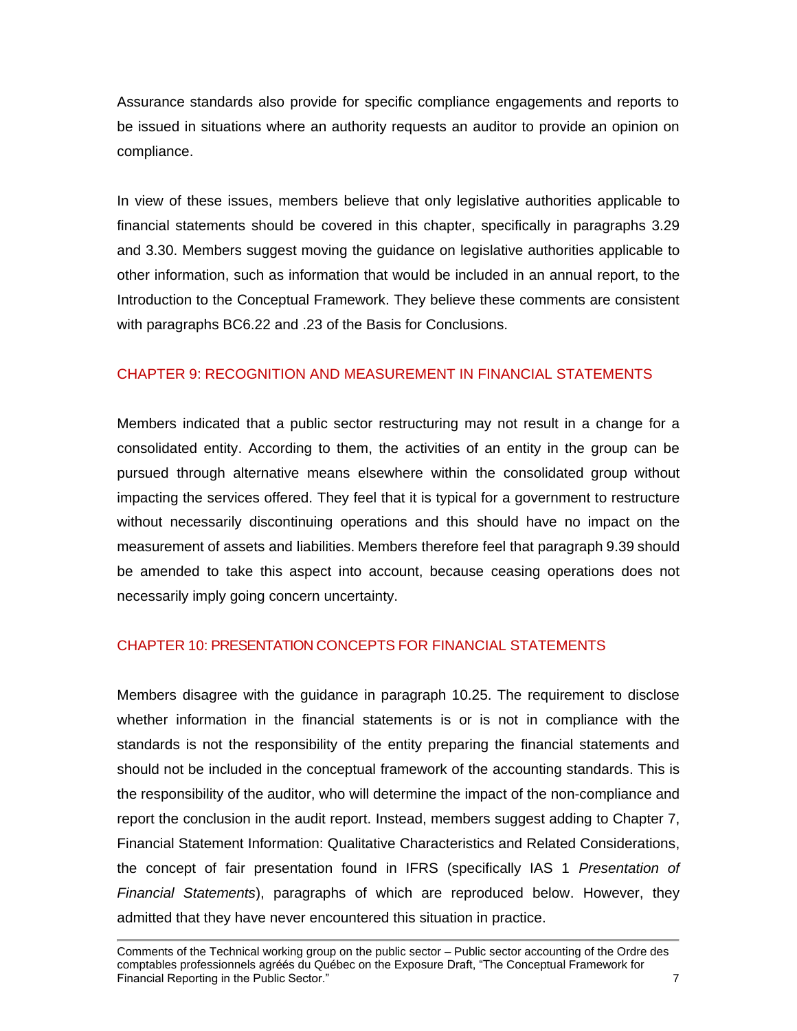Assurance standards also provide for specific compliance engagements and reports to be issued in situations where an authority requests an auditor to provide an opinion on compliance.

In view of these issues, members believe that only legislative authorities applicable to financial statements should be covered in this chapter, specifically in paragraphs 3.29 and 3.30. Members suggest moving the guidance on legislative authorities applicable to other information, such as information that would be included in an annual report, to the Introduction to the Conceptual Framework. They believe these comments are consistent with paragraphs BC6.22 and .23 of the Basis for Conclusions.

## CHAPTER 9: RECOGNITION AND MEASUREMENT IN FINANCIAL STATEMENTS

Members indicated that a public sector restructuring may not result in a change for a consolidated entity. According to them, the activities of an entity in the group can be pursued through alternative means elsewhere within the consolidated group without impacting the services offered. They feel that it is typical for a government to restructure without necessarily discontinuing operations and this should have no impact on the measurement of assets and liabilities. Members therefore feel that paragraph 9.39 should be amended to take this aspect into account, because ceasing operations does not necessarily imply going concern uncertainty.

## CHAPTER 10: PRESENTATION CONCEPTS FOR FINANCIAL STATEMENTS

Members disagree with the guidance in paragraph 10.25. The requirement to disclose whether information in the financial statements is or is not in compliance with the standards is not the responsibility of the entity preparing the financial statements and should not be included in the conceptual framework of the accounting standards. This is the responsibility of the auditor, who will determine the impact of the non-compliance and report the conclusion in the audit report. Instead, members suggest adding to Chapter 7, Financial Statement Information: Qualitative Characteristics and Related Considerations, the concept of fair presentation found in IFRS (specifically IAS 1 *Presentation of Financial Statements*), paragraphs of which are reproduced below. However, they admitted that they have never encountered this situation in practice.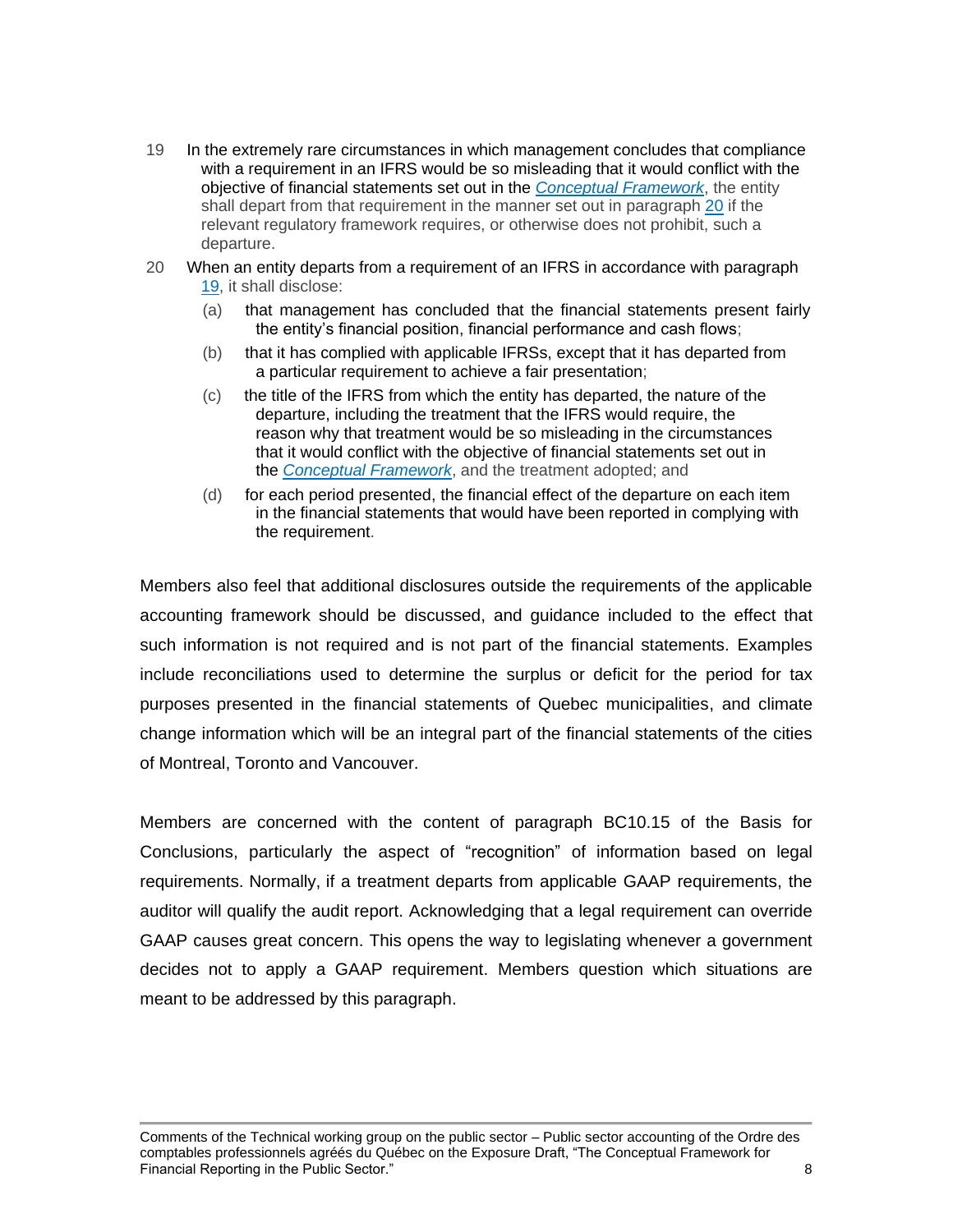19 In the extremely rare circumstances in which management concludes that compliance with a requirement in an IFRS would be so misleading that it would conflict with the objective of financial statements set out in the *Conceptual Framework*, the entity shall depart from that requirement in the manner set out in paragraph 20 if the relevant regulatory framework requires, or otherwise does not prohibit, such a departure.

20 When an entity departs from a requirement of an IFRS in accordance with paragraph 19, it shall disclose:

(a) that management has concluded that the financial statements present fairly the entity's financial position, financial performance and cash flows;

(b) that it has complied with applicable IFRSs, except that it has departed from a particular requirement to achieve a fair presentation;

(c) the title of the IFRS from which the entity has departed, the nature of the departure, including the treatment that the IFRS would require, the reason why that treatment would be so misleading in the circumstances that it would conflict with the objective of financial statements set out in the *Conceptual Framework*, and the treatment adopted; and

(d) for each period presented, the financial effect of the departure on each item in the financial statements that would have been reported in complying with the requirement.

Members also feel that additional disclosures outside the requirements of the applicable accounting framework should be discussed, and guidance included to the effect that such information is not required and is not part of the financial statements. Examples include reconciliations used to determine the surplus or deficit for the period for tax purposes presented in the financial statements of Quebec municipalities, and climate change information which will be an integral part of the financial statements of the cities of Montreal, Toronto and Vancouver.

Members are concerned with the content of paragraph BC10.15 of the Basis for Conclusions, particularly the aspect of "recognition" of information based on legal requirements. Normally, if a treatment departs from applicable GAAP requirements, the auditor will qualify the audit report. Acknowledging that a legal requirement can override GAAP causes great concern. This opens the way to legislating whenever a government decides not to apply a GAAP requirement. Members question which situations are meant to be addressed by this paragraph.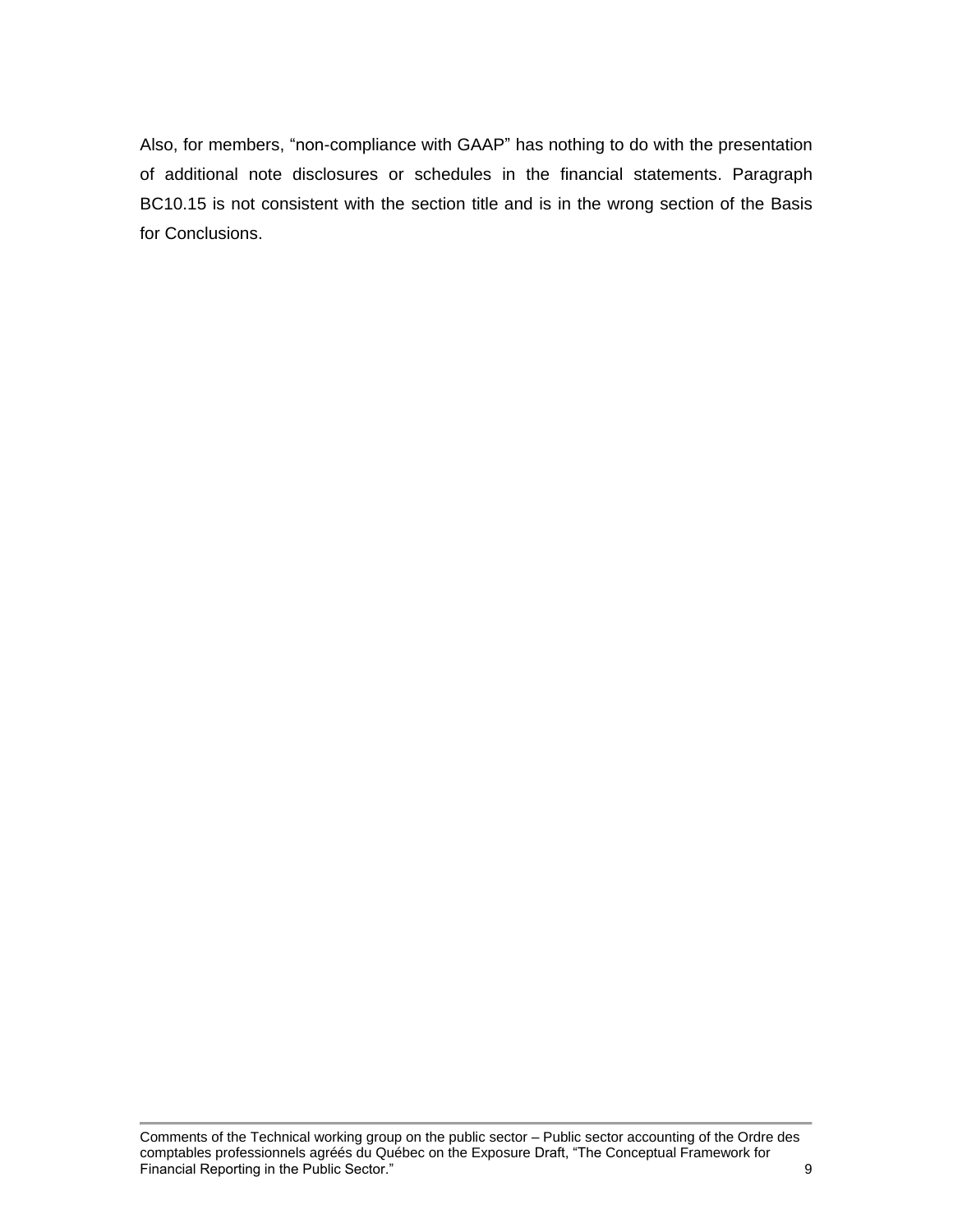Also, for members, “non-compliance with GAAP” has nothing to do with the presentation of additional note disclosures or schedules in the financial statements. Paragraph BC10.15 is not consistent with the section title and is in the wrong section of the Basis for Conclusions.”